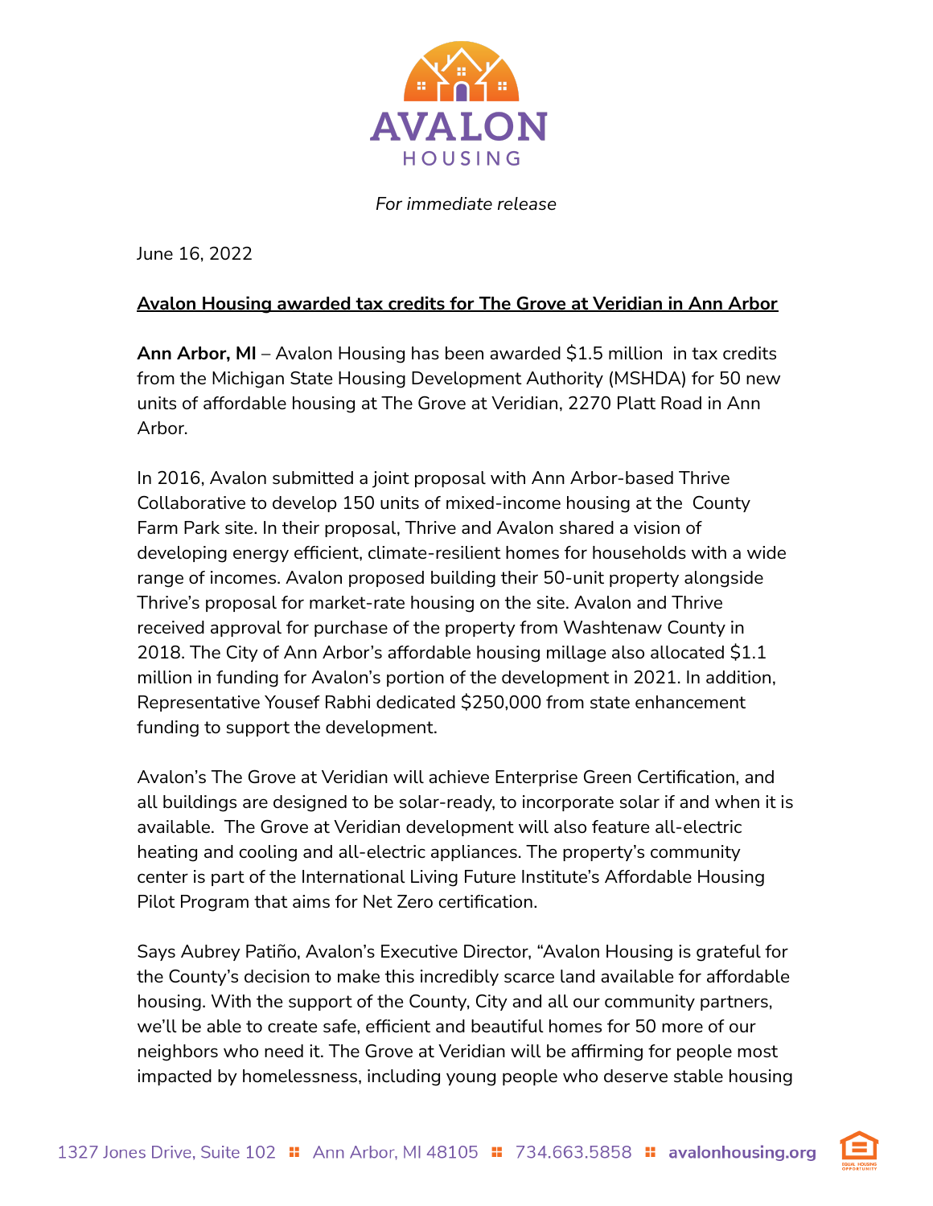**AVALON HOUSING**

*For immediate release*

June 16, 2022

## Avalon Housing awarded tax credits for The Grove at Veridian in Ann Arbor

**Ann Arbor, MI** – Avalon Housing has been awarded $1.5 million in tax credits from the Michigan State Housing Development Authority (MSHDA) for 50 new units of affordable housing at The Grove at Veridian, 2270 Platt Road in Ann Arbor.

In 2016, Avalon submitted a joint proposal with Ann Arbor-based Thrive Collaborative to develop 150 units of mixed-income housing at the County Farm Park site. In their proposal, Thrive and Avalon shared a vision of developing energy efficient, climate-resilient homes for households with a wide range of incomes. Avalon proposed building their 50-unit property alongside Thrive's proposal for market-rate housing on the site. Avalon and Thrive received approval for purchase of the property from Washtenaw County in 2018. The City of Ann Arbor's affordable housing millage also allocated $1.1 million in funding for Avalon's portion of the development in 2021. In addition, Representative Yousef Rabhi dedicated $250,000 from state enhancement funding to support the development.

Avalon's The Grove at Veridian will achieve Enterprise Green Certification, and all buildings are designed to be solar-ready, to incorporate solar if and when it is available. The Grove at Veridian development will also feature all-electric heating and cooling and all-electric appliances. The property's community center is part of the International Living Future Institute's Affordable Housing Pilot Program that aims for Net Zero certification.

Says Aubrey Patiño, Avalon's Executive Director, "Avalon Housing is grateful for the County's decision to make this incredibly scarce land available for affordable housing. With the support of the County, City and all our community partners, we'll be able to create safe, efficient and beautiful homes for 50 more of our neighbors who need it. The Grove at Veridian will be affirming for people most impacted by homelessness, including young people who deserve stable housing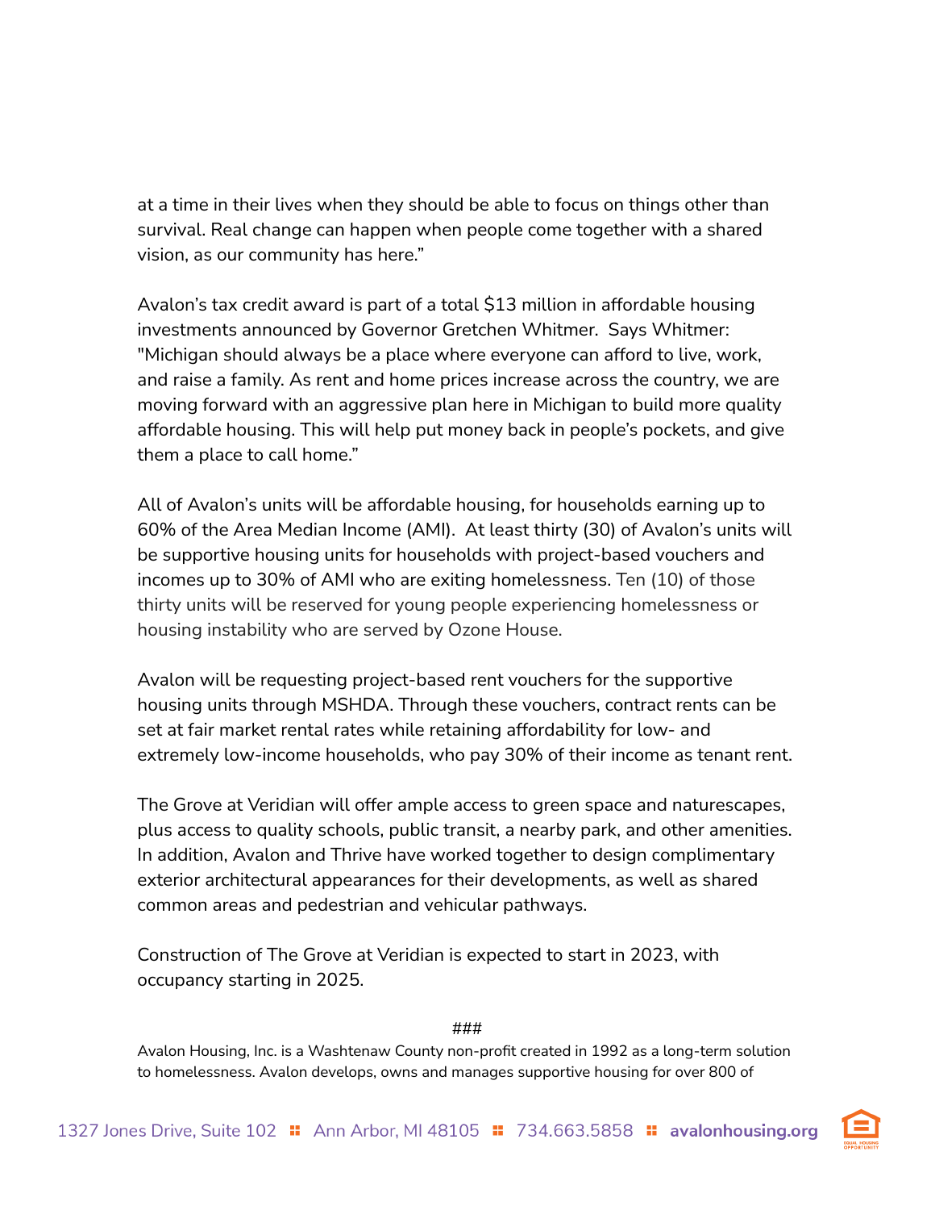at a time in their lives when they should be able to focus on things other than survival. Real change can happen when people come together with a shared vision, as our community has here."

Avalon's tax credit award is part of a total $13 million in affordable housing investments announced by Governor Gretchen Whitmer. Says Whitmer: "Michigan should always be a place where everyone can afford to live, work, and raise a family. As rent and home prices increase across the country, we are moving forward with an aggressive plan here in Michigan to build more quality affordable housing. This will help put money back in people's pockets, and give them a place to call home."

All of Avalon's units will be affordable housing, for households earning up to 60% of the Area Median Income (AMI). At least thirty (30) of Avalon's units will be supportive housing units for households with project-based vouchers and incomes up to 30% of AMI who are exiting homelessness. Ten (10) of those thirty units will be reserved for young people experiencing homelessness or housing instability who are served by Ozone House.

Avalon will be requesting project-based rent vouchers for the supportive housing units through MSHDA. Through these vouchers, contract rents can be set at fair market rental rates while retaining affordability for low- and extremely low-income households, who pay 30% of their income as tenant rent.

The Grove at Veridian will offer ample access to green space and naturescapes, plus access to quality schools, public transit, a nearby park, and other amenities. In addition, Avalon and Thrive have worked together to design complimentary exterior architectural appearances for their developments, as well as shared common areas and pedestrian and vehicular pathways.

Construction of The Grove at Veridian is expected to start in 2023, with occupancy starting in 2025.

###

Avalon Housing, Inc. is a Washtenaw County non-profit created in 1992 as a long-term solution to homelessness. Avalon develops, owns and manages supportive housing for over 800 of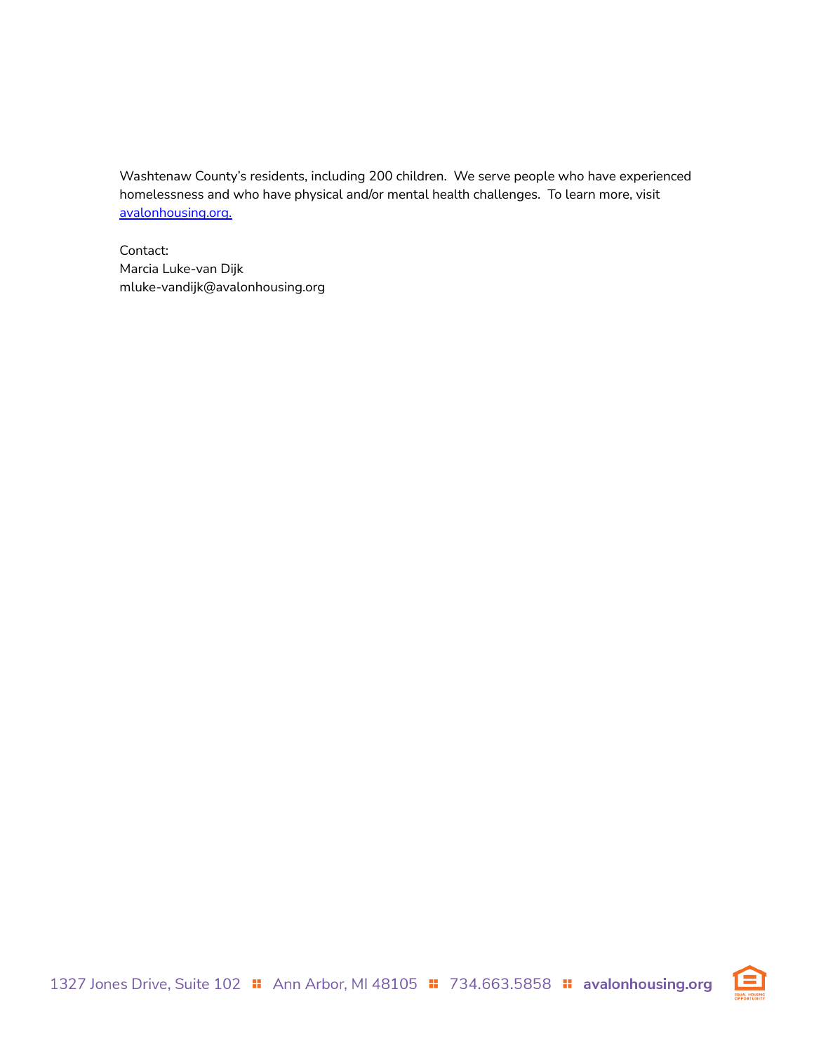Washtenaw County's residents, including 200 children. We serve people who have experienced homelessness and who have physical and/or mental health challenges. To learn more, visit [avalonhousing.org.](https://avalonhousing.org)

Contact:
Marcia Luke-van Dijk
mluke-vandijk@avalonhousing.org